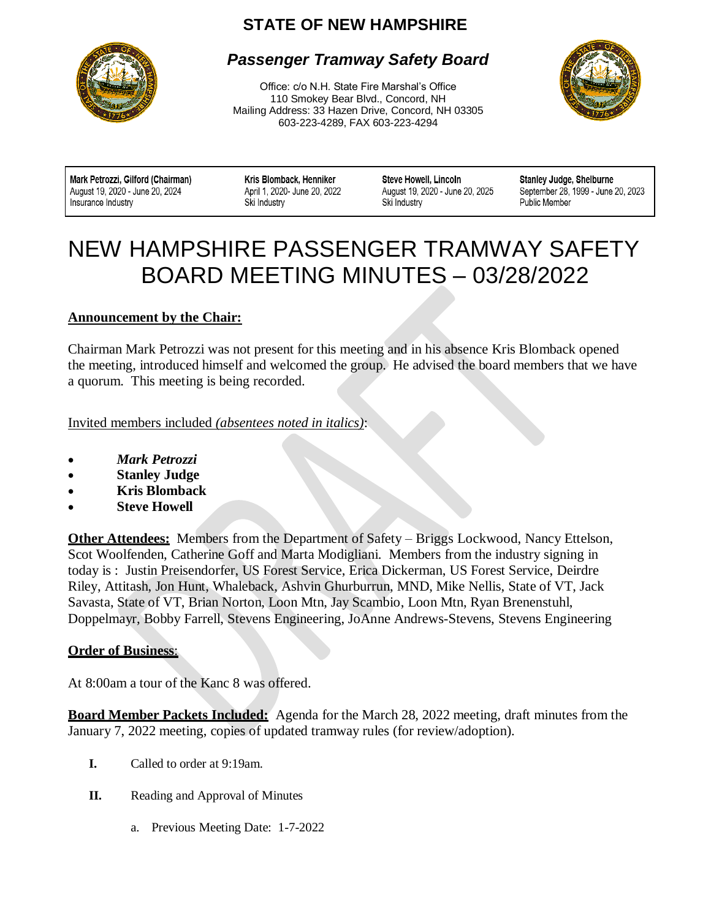# STATE OF NEW HAMPSHIRE

## *Passenger Tramway Safety Board*

Office: c/o N.H. State Fire Marshal's Office
110 Smokey Bear Blvd., Concord, NH
Mailing Address: 33 Hazen Drive, Concord, NH 03305
603-223-4289, FAX 603-223-4294

| **Mark Petrozzi, Gilford (Chairman)** | **Kris Blomback, Henniker** | **Steve Howell, Lincoln** | **Stanley Judge, Shelburne** |
|---|---|---|---|
| August 19, 2020 - June 20, 2024 | April 1, 2020- June 20, 2022 | August 19, 2020 - June 20, 2025 | September 28, 1999 - June 20, 2023 |
| Insurance Industry | Ski Industry | Ski Industry | Public Member |

# NEW HAMPSHIRE PASSENGER TRAMWAY SAFETY BOARD MEETING MINUTES – 03/28/2022

**Announcement by the Chair:**

Chairman Mark Petrozzi was not present for this meeting and in his absence Kris Blomback opened the meeting, introduced himself and welcomed the group. He advised the board members that we have a quorum. This meeting is being recorded.

Invited members included *(absentees noted in italics)*:

- ***Mark Petrozzi***
- **Stanley Judge**
- **Kris Blomback**
- **Steve Howell**

**Other Attendees:** Members from the Department of Safety – Briggs Lockwood, Nancy Ettelson, Scot Woolfenden, Catherine Goff and Marta Modigliani. Members from the industry signing in today is : Justin Preisendorfer, US Forest Service, Erica Dickerman, US Forest Service, Deirdre Riley, Attitash, Jon Hunt, Whaleback, Ashvin Ghurburrun, MND, Mike Nellis, State of VT, Jack Savasta, State of VT, Brian Norton, Loon Mtn, Jay Scambio, Loon Mtn, Ryan Brenenstuhl, Doppelmayr, Bobby Farrell, Stevens Engineering, JoAnne Andrews-Stevens, Stevens Engineering

**Order of Business**:

At 8:00am a tour of the Kanc 8 was offered.

**Board Member Packets Included:** Agenda for the March 28, 2022 meeting, draft minutes from the January 7, 2022 meeting, copies of updated tramway rules (for review/adoption).

**I.** Called to order at 9:19am.

**II.** Reading and Approval of Minutes

a. Previous Meeting Date: 1-7-2022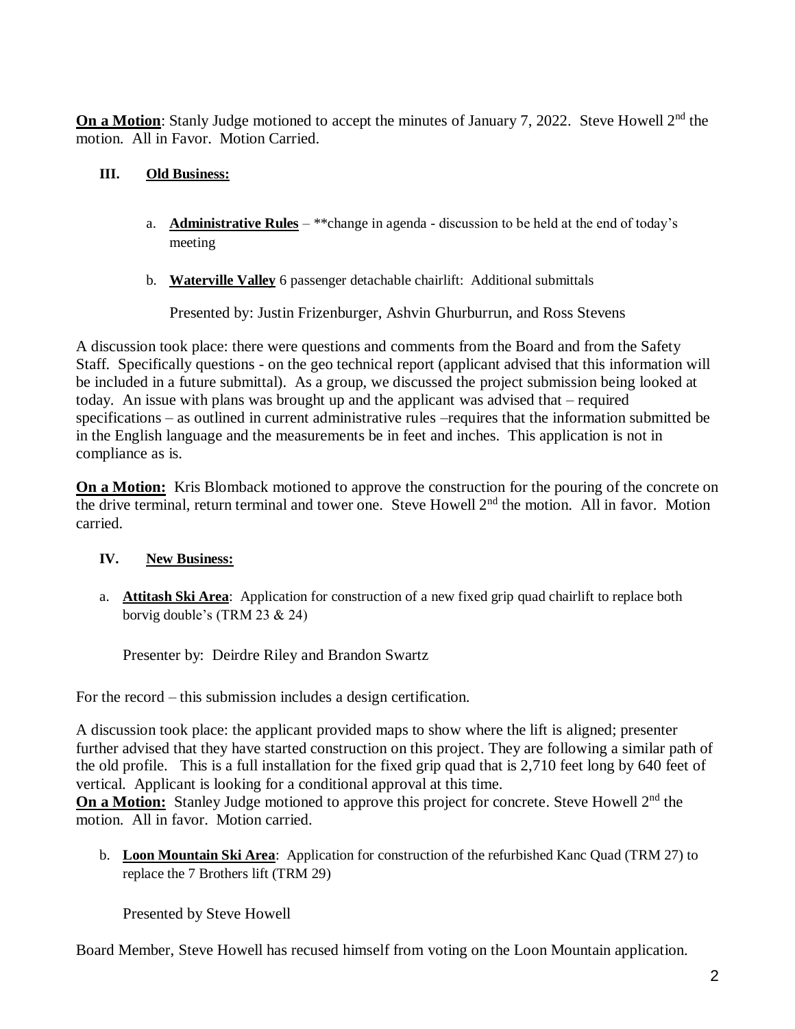**On a Motion**: Stanly Judge motioned to accept the minutes of January 7, 2022. Steve Howell 2nd the motion. All in Favor. Motion Carried.

### III. Old Business:

a. **Administrative Rules** – **change in agenda - discussion to be held at the end of today's meeting

b. **Waterville Valley** 6 passenger detachable chairlift: Additional submittals

Presented by: Justin Frizenburger, Ashvin Ghurburrun, and Ross Stevens

A discussion took place: there were questions and comments from the Board and from the Safety Staff. Specifically questions - on the geo technical report (applicant advised that this information will be included in a future submittal). As a group, we discussed the project submission being looked at today. An issue with plans was brought up and the applicant was advised that – required specifications – as outlined in current administrative rules –requires that the information submitted be in the English language and the measurements be in feet and inches. This application is not in compliance as is.

**On a Motion:** Kris Blomback motioned to approve the construction for the pouring of the concrete on the drive terminal, return terminal and tower one. Steve Howell 2nd the motion. All in favor. Motion carried.

### IV. New Business:

a. **Attitash Ski Area**: Application for construction of a new fixed grip quad chairlift to replace both borvig double's (TRM 23 & 24)

Presenter by: Deirdre Riley and Brandon Swartz

For the record – this submission includes a design certification.

A discussion took place: the applicant provided maps to show where the lift is aligned; presenter further advised that they have started construction on this project. They are following a similar path of the old profile. This is a full installation for the fixed grip quad that is 2,710 feet long by 640 feet of vertical. Applicant is looking for a conditional approval at this time.

**On a Motion:** Stanley Judge motioned to approve this project for concrete. Steve Howell 2nd the motion. All in favor. Motion carried.

b. **Loon Mountain Ski Area**: Application for construction of the refurbished Kanc Quad (TRM 27) to replace the 7 Brothers lift (TRM 29)

Presented by Steve Howell

Board Member, Steve Howell has recused himself from voting on the Loon Mountain application.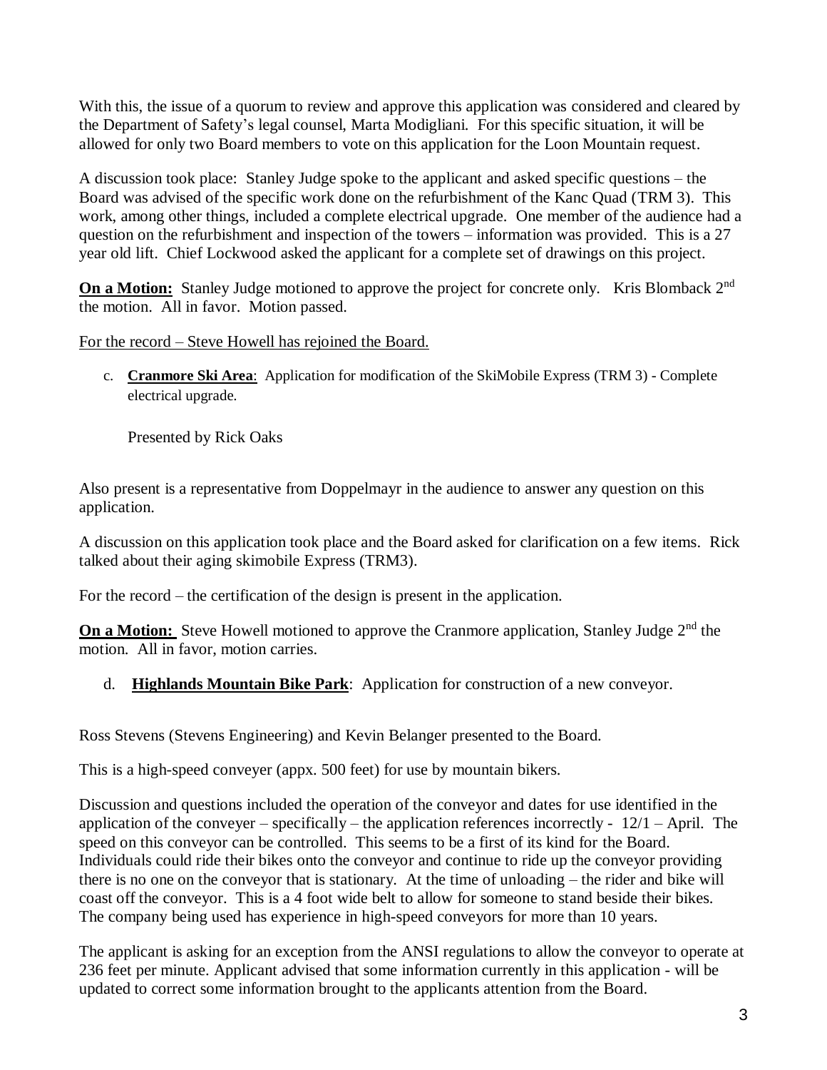With this, the issue of a quorum to review and approve this application was considered and cleared by the Department of Safety's legal counsel, Marta Modigliani. For this specific situation, it will be allowed for only two Board members to vote on this application for the Loon Mountain request.

A discussion took place: Stanley Judge spoke to the applicant and asked specific questions – the Board was advised of the specific work done on the refurbishment of the Kanc Quad (TRM 3). This work, among other things, included a complete electrical upgrade. One member of the audience had a question on the refurbishment and inspection of the towers – information was provided. This is a 27 year old lift. Chief Lockwood asked the applicant for a complete set of drawings on this project.

**<u>On a Motion:</u>** Stanley Judge motioned to approve the project for concrete only. Kris Blomback 2nd the motion. All in favor. Motion passed.

<u>For the record – Steve Howell has rejoined the Board.</u>

c. **<u>Cranmore Ski Area</u>**: Application for modification of the SkiMobile Express (TRM 3) - Complete electrical upgrade.

Presented by Rick Oaks

Also present is a representative from Doppelmayr in the audience to answer any question on this application.

A discussion on this application took place and the Board asked for clarification on a few items. Rick talked about their aging skimobile Express (TRM3).

For the record – the certification of the design is present in the application.

**<u>On a Motion:</u>** Steve Howell motioned to approve the Cranmore application, Stanley Judge 2nd the motion. All in favor, motion carries.

d. **<u>Highlands Mountain Bike Park</u>**: Application for construction of a new conveyor.

Ross Stevens (Stevens Engineering) and Kevin Belanger presented to the Board.

This is a high-speed conveyer (appx. 500 feet) for use by mountain bikers.

Discussion and questions included the operation of the conveyor and dates for use identified in the application of the conveyer – specifically – the application references incorrectly - 12/1 – April. The speed on this conveyor can be controlled. This seems to be a first of its kind for the Board. Individuals could ride their bikes onto the conveyor and continue to ride up the conveyor providing there is no one on the conveyor that is stationary. At the time of unloading – the rider and bike will coast off the conveyor. This is a 4 foot wide belt to allow for someone to stand beside their bikes. The company being used has experience in high-speed conveyors for more than 10 years.

The applicant is asking for an exception from the ANSI regulations to allow the conveyor to operate at 236 feet per minute. Applicant advised that some information currently in this application - will be updated to correct some information brought to the applicants attention from the Board.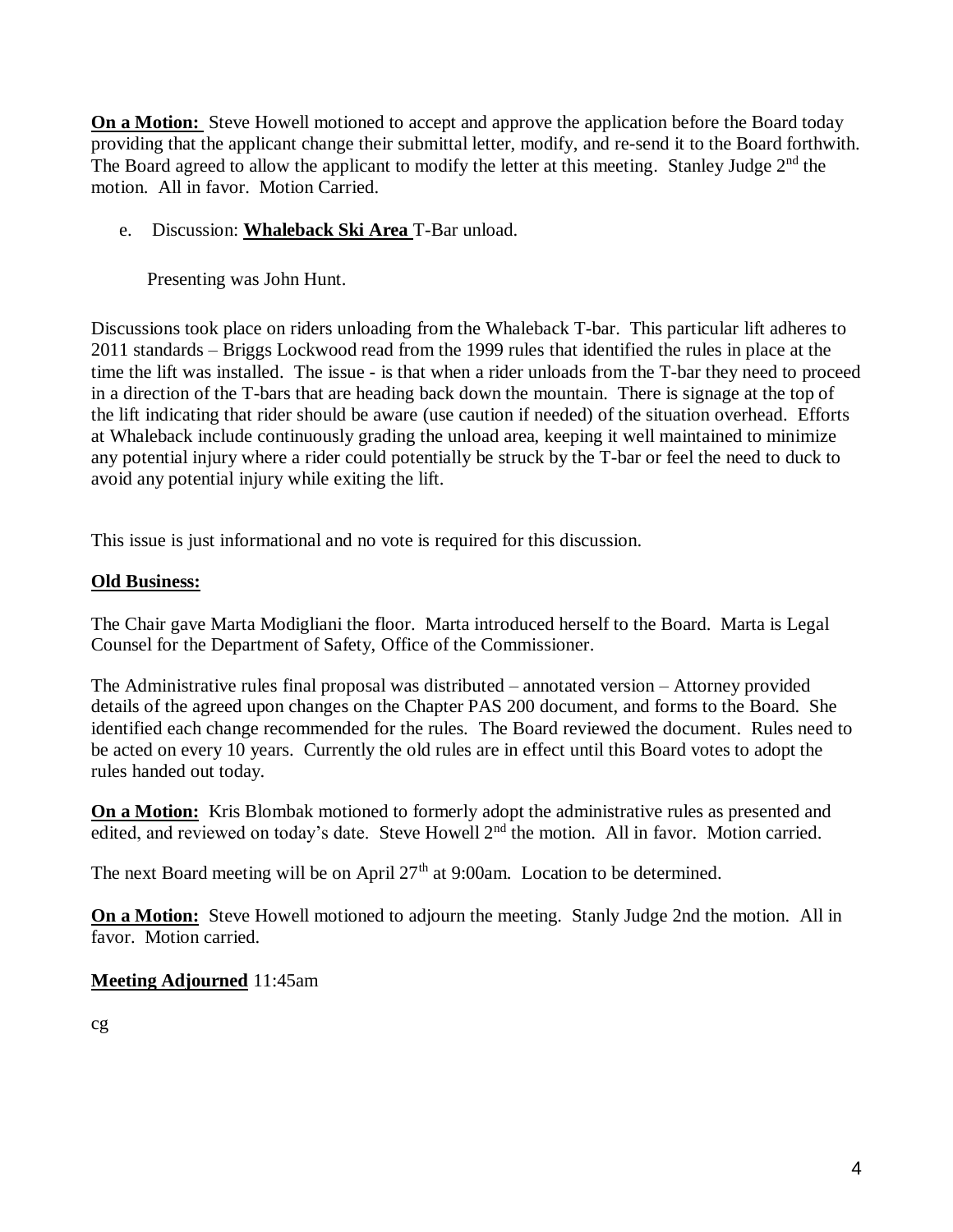**On a Motion:** Steve Howell motioned to accept and approve the application before the Board today providing that the applicant change their submittal letter, modify, and re-send it to the Board forthwith. The Board agreed to allow the applicant to modify the letter at this meeting. Stanley Judge 2nd the motion. All in favor. Motion Carried.

e. Discussion: **Whaleback Ski Area** T-Bar unload.

Presenting was John Hunt.

Discussions took place on riders unloading from the Whaleback T-bar. This particular lift adheres to 2011 standards – Briggs Lockwood read from the 1999 rules that identified the rules in place at the time the lift was installed. The issue - is that when a rider unloads from the T-bar they need to proceed in a direction of the T-bars that are heading back down the mountain. There is signage at the top of the lift indicating that rider should be aware (use caution if needed) of the situation overhead. Efforts at Whaleback include continuously grading the unload area, keeping it well maintained to minimize any potential injury where a rider could potentially be struck by the T-bar or feel the need to duck to avoid any potential injury while exiting the lift.

This issue is just informational and no vote is required for this discussion.

**Old Business:**

The Chair gave Marta Modigliani the floor. Marta introduced herself to the Board. Marta is Legal Counsel for the Department of Safety, Office of the Commissioner.

The Administrative rules final proposal was distributed – annotated version – Attorney provided details of the agreed upon changes on the Chapter PAS 200 document, and forms to the Board. She identified each change recommended for the rules. The Board reviewed the document. Rules need to be acted on every 10 years. Currently the old rules are in effect until this Board votes to adopt the rules handed out today.

**On a Motion:** Kris Blombak motioned to formerly adopt the administrative rules as presented and edited, and reviewed on today's date. Steve Howell 2nd the motion. All in favor. Motion carried.

The next Board meeting will be on April 27th at 9:00am. Location to be determined.

**On a Motion:** Steve Howell motioned to adjourn the meeting. Stanly Judge 2nd the motion. All in favor. Motion carried.

**Meeting Adjourned** 11:45am

cg